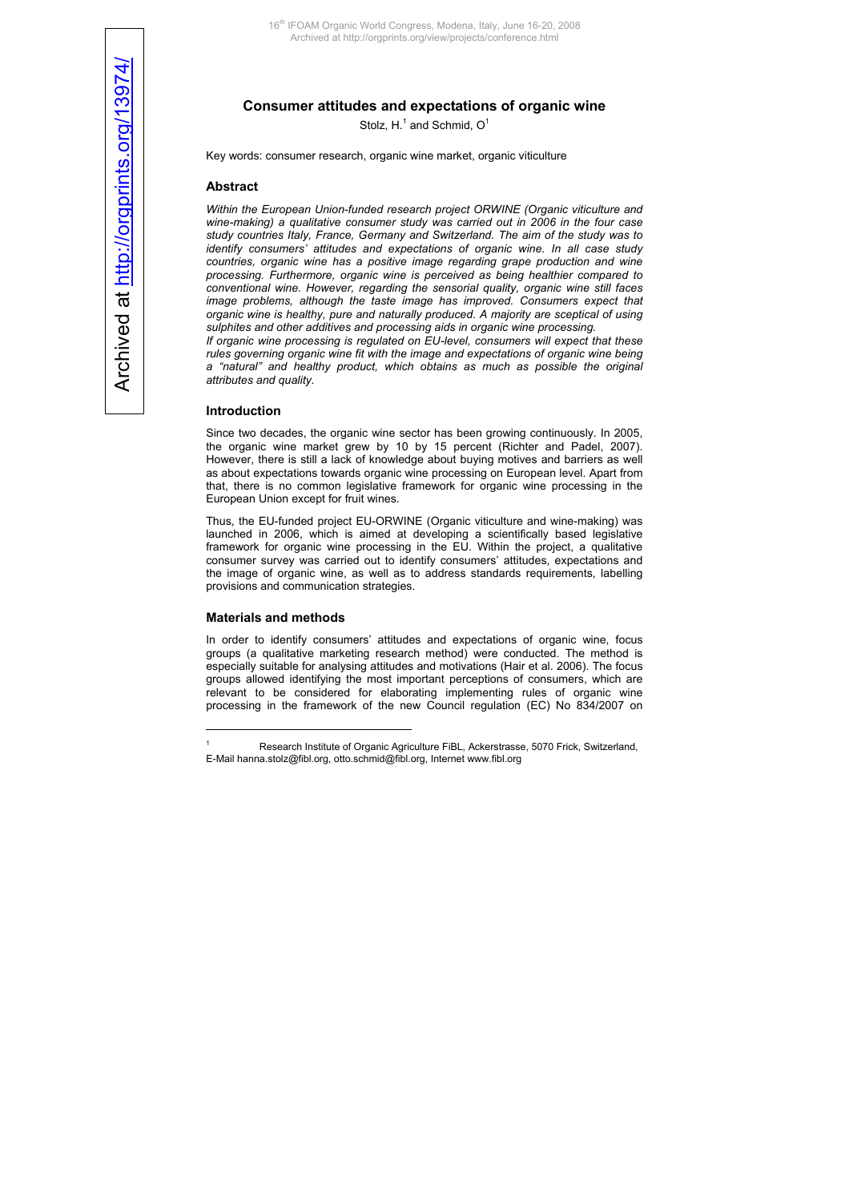# Consumer attitudes and expectations of organic wine

Stolz, H.[1] and Schmid, O[1]

Key words: consumer research, organic wine market, organic viticulture

## Abstract

*Within the European Union-funded research project ORWINE (Organic viticulture and wine-making) a qualitative consumer study was carried out in 2006 in the four case study countries Italy, France, Germany and Switzerland. The aim of the study was to identify consumers' attitudes and expectations of organic wine. In all case study countries, organic wine has a positive image regarding grape production and wine processing. Furthermore, organic wine is perceived as being healthier compared to conventional wine. However, regarding the sensorial quality, organic wine still faces image problems, although the taste image has improved. Consumers expect that organic wine is healthy, pure and naturally produced. A majority are sceptical of using sulphites and other additives and processing aids in organic wine processing.*

*If organic wine processing is regulated on EU-level, consumers will expect that these rules governing organic wine fit with the image and expectations of organic wine being a "natural" and healthy product, which obtains as much as possible the original attributes and quality.*

## Introduction

Since two decades, the organic wine sector has been growing continuously. In 2005, the organic wine market grew by 10 by 15 percent (Richter and Padel, 2007). However, there is still a lack of knowledge about buying motives and barriers as well as about expectations towards organic wine processing on European level. Apart from that, there is no common legislative framework for organic wine processing in the European Union except for fruit wines.

Thus, the EU-funded project EU-ORWINE (Organic viticulture and wine-making) was launched in 2006, which is aimed at developing a scientifically based legislative framework for organic wine processing in the EU. Within the project, a qualitative consumer survey was carried out to identify consumers' attitudes, expectations and the image of organic wine, as well as to address standards requirements, labelling provisions and communication strategies.

## Materials and methods

In order to identify consumers' attitudes and expectations of organic wine, focus groups (a qualitative marketing research method) were conducted. The method is especially suitable for analysing attitudes and motivations (Hair et al. 2006). The focus groups allowed identifying the most important perceptions of consumers, which are relevant to be considered for elaborating implementing rules of organic wine processing in the framework of the new Council regulation (EC) No 834/2007 on

---

[1] Research Institute of Organic Agriculture FiBL, Ackerstrasse, 5070 Frick, Switzerland, E-Mail hanna.stolz@fibl.org, otto.schmid@fibl.org, Internet www.fibl.org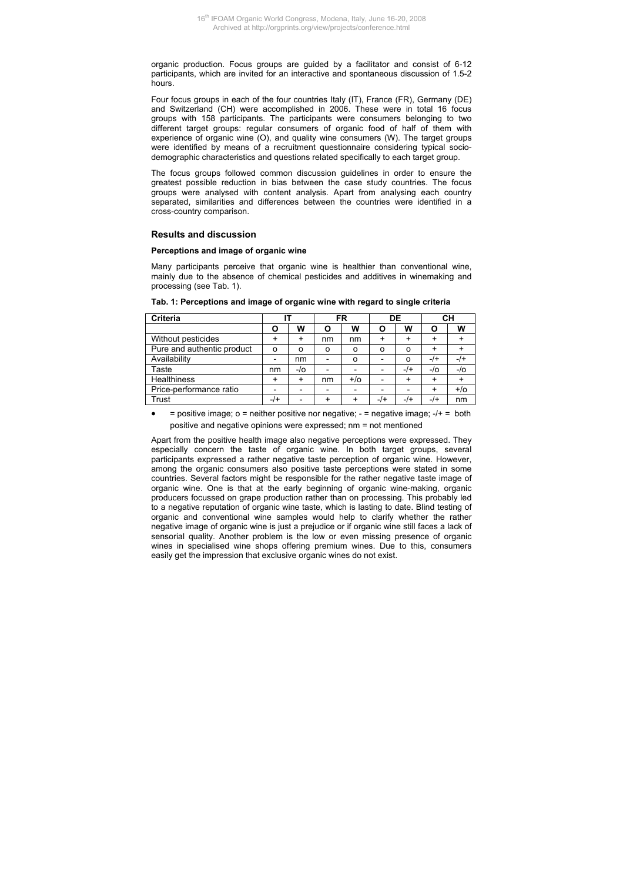organic production. Focus groups are guided by a facilitator and consist of 6-12 participants, which are invited for an interactive and spontaneous discussion of 1.5-2 hours.

Four focus groups in each of the four countries Italy (IT), France (FR), Germany (DE) and Switzerland (CH) were accomplished in 2006. These were in total 16 focus groups with 158 participants. The participants were consumers belonging to two different target groups: regular consumers of organic food of half of them with experience of organic wine (O), and quality wine consumers (W). The target groups were identified by means of a recruitment questionnaire considering typical socio-demographic characteristics and questions related specifically to each target group.

The focus groups followed common discussion guidelines in order to ensure the greatest possible reduction in bias between the case study countries. The focus groups were analysed with content analysis. Apart from analysing each country separated, similarities and differences between the countries were identified in a cross-country comparison.

## Results and discussion

### Perceptions and image of organic wine

Many participants perceive that organic wine is healthier than conventional wine, mainly due to the absence of chemical pesticides and additives in winemaking and processing (see Tab. 1).

**Tab. 1: Perceptions and image of organic wine with regard to single criteria**

| Criteria | IT | | FR | | DE | | CH | |
|---|---|---|---|---|---|---|---|---|
| | O | W | O | W | O | W | O | W |
| Without pesticides | + | + | nm | nm | + | + | + | + |
| Pure and authentic product | o | o | o | o | o | o | + | + |
| Availability | - | nm | - | o | - | o | -/+ | -/+ |
| Taste | nm | -/o | - | - | - | -/+ | -/o | -/o |
| Healthiness | + | + | nm | +/o | - | + | + | + |
| Price-performance ratio | - | - | - | - | - | - | + | +/o |
| Trust | -/+ | - | + | + | -/+ | -/+ | -/+ | nm |

+ = positive image; o = neither positive nor negative; - = negative image; -/+ = both positive and negative opinions were expressed; nm = not mentioned

Apart from the positive health image also negative perceptions were expressed. They especially concern the taste of organic wine. In both target groups, several participants expressed a rather negative taste perception of organic wine. However, among the organic consumers also positive taste perceptions were stated in some countries. Several factors might be responsible for the rather negative taste image of organic wine. One is that at the early beginning of organic wine-making, organic producers focussed on grape production rather than on processing. This probably led to a negative reputation of organic wine taste, which is lasting to date. Blind testing of organic and conventional wine samples would help to clarify whether the rather negative image of organic wine is just a prejudice or if organic wine still faces a lack of sensorial quality. Another problem is the low or even missing presence of organic wines in specialised wine shops offering premium wines. Due to this, consumers easily get the impression that exclusive organic wines do not exist.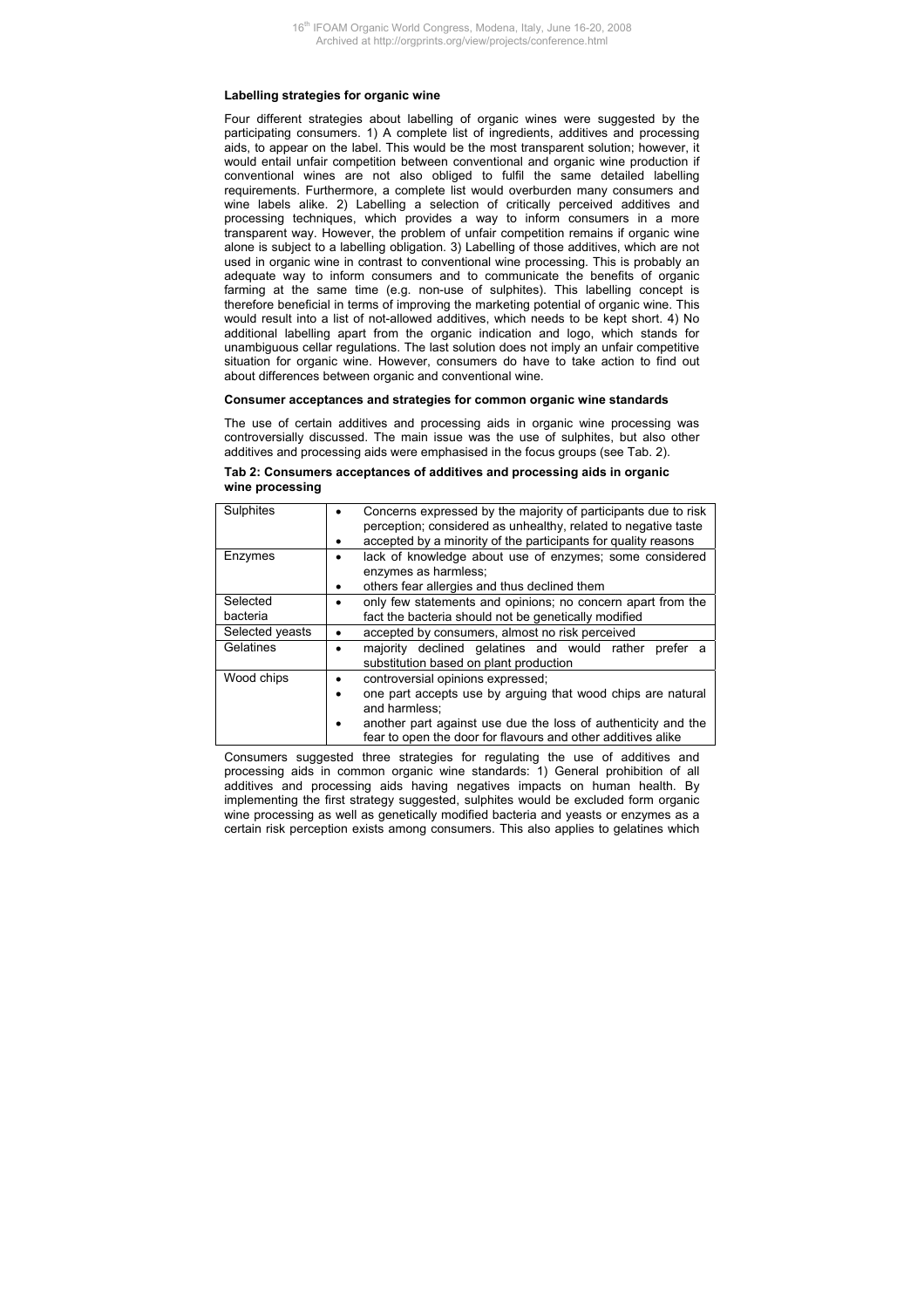### Labelling strategies for organic wine

Four different strategies about labelling of organic wines were suggested by the participating consumers. 1) A complete list of ingredients, additives and processing aids, to appear on the label. This would be the most transparent solution; however, it would entail unfair competition between conventional and organic wine production if conventional wines are not also obliged to fulfil the same detailed labelling requirements. Furthermore, a complete list would overburden many consumers and wine labels alike. 2) Labelling a selection of critically perceived additives and processing techniques, which provides a way to inform consumers in a more transparent way. However, the problem of unfair competition remains if organic wine alone is subject to a labelling obligation. 3) Labelling of those additives, which are not used in organic wine in contrast to conventional wine processing. This is probably an adequate way to inform consumers and to communicate the benefits of organic farming at the same time (e.g. non-use of sulphites). This labelling concept is therefore beneficial in terms of improving the marketing potential of organic wine. This would result into a list of not-allowed additives, which needs to be kept short. 4) No additional labelling apart from the organic indication and logo, which stands for unambiguous cellar regulations. The last solution does not imply an unfair competitive situation for organic wine. However, consumers do have to take action to find out about differences between organic and conventional wine.

### Consumer acceptances and strategies for common organic wine standards

The use of certain additives and processing aids in organic wine processing was controversially discussed. The main issue was the use of sulphites, but also other additives and processing aids were emphasised in the focus groups (see Tab. 2).

**Tab 2: Consumers acceptances of additives and processing aids in organic wine processing**

| | |
|---|---|
| Sulphites | • Concerns expressed by the majority of participants due to risk perception; considered as unhealthy, related to negative taste<br>• accepted by a minority of the participants for quality reasons |
| Enzymes | • lack of knowledge about use of enzymes; some considered enzymes as harmless;<br>• others fear allergies and thus declined them |
| Selected bacteria | • only few statements and opinions; no concern apart from the fact the bacteria should not be genetically modified |
| Selected yeasts | • accepted by consumers, almost no risk perceived |
| Gelatines | • majority declined gelatines and would rather prefer a substitution based on plant production |
| Wood chips | • controversial opinions expressed;<br>• one part accepts use by arguing that wood chips are natural and harmless;<br>• another part against use due the loss of authenticity and the fear to open the door for flavours and other additives alike |

Consumers suggested three strategies for regulating the use of additives and processing aids in common organic wine standards: 1) General prohibition of all additives and processing aids having negatives impacts on human health. By implementing the first strategy suggested, sulphites would be excluded form organic wine processing as well as genetically modified bacteria and yeasts or enzymes as a certain risk perception exists among consumers. This also applies to gelatines which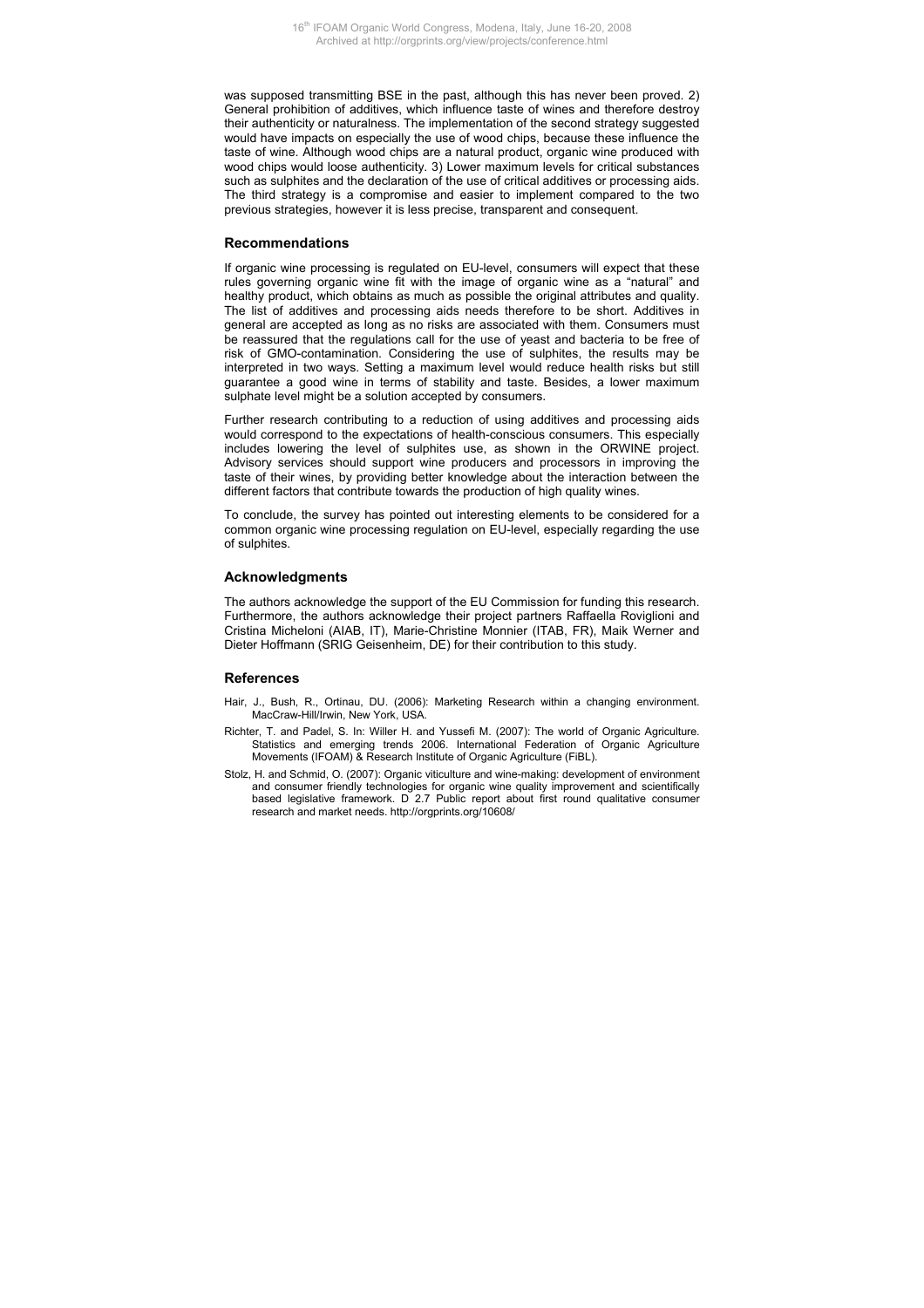was supposed transmitting BSE in the past, although this has never been proved. 2) General prohibition of additives, which influence taste of wines and therefore destroy their authenticity or naturalness. The implementation of the second strategy suggested would have impacts on especially the use of wood chips, because these influence the taste of wine. Although wood chips are a natural product, organic wine produced with wood chips would loose authenticity. 3) Lower maximum levels for critical substances such as sulphites and the declaration of the use of critical additives or processing aids. The third strategy is a compromise and easier to implement compared to the two previous strategies, however it is less precise, transparent and consequent.

## Recommendations

If organic wine processing is regulated on EU-level, consumers will expect that these rules governing organic wine fit with the image of organic wine as a "natural" and healthy product, which obtains as much as possible the original attributes and quality. The list of additives and processing aids needs therefore to be short. Additives in general are accepted as long as no risks are associated with them. Consumers must be reassured that the regulations call for the use of yeast and bacteria to be free of risk of GMO-contamination. Considering the use of sulphites, the results may be interpreted in two ways. Setting a maximum level would reduce health risks but still guarantee a good wine in terms of stability and taste. Besides, a lower maximum sulphate level might be a solution accepted by consumers.

Further research contributing to a reduction of using additives and processing aids would correspond to the expectations of health-conscious consumers. This especially includes lowering the level of sulphites use, as shown in the ORWINE project. Advisory services should support wine producers and processors in improving the taste of their wines, by providing better knowledge about the interaction between the different factors that contribute towards the production of high quality wines.

To conclude, the survey has pointed out interesting elements to be considered for a common organic wine processing regulation on EU-level, especially regarding the use of sulphites.

## Acknowledgments

The authors acknowledge the support of the EU Commission for funding this research. Furthermore, the authors acknowledge their project partners Raffaella Roviglioni and Cristina Micheloni (AIAB, IT), Marie-Christine Monnier (ITAB, FR), Maik Werner and Dieter Hoffmann (SRIG Geisenheim, DE) for their contribution to this study.

## References

Hair, J., Bush, R., Ortinau, DU. (2006): Marketing Research within a changing environment. MacCraw-Hill/Irwin, New York, USA.

Richter, T. and Padel, S. In: Willer H. and Yussefi M. (2007): The world of Organic Agriculture. Statistics and emerging trends 2006. International Federation of Organic Agriculture Movements (IFOAM) & Research Institute of Organic Agriculture (FiBL).

Stolz, H. and Schmid, O. (2007): Organic viticulture and wine-making: development of environment and consumer friendly technologies for organic wine quality improvement and scientifically based legislative framework. D 2.7 Public report about first round qualitative consumer research and market needs. http://orgprints.org/10608/